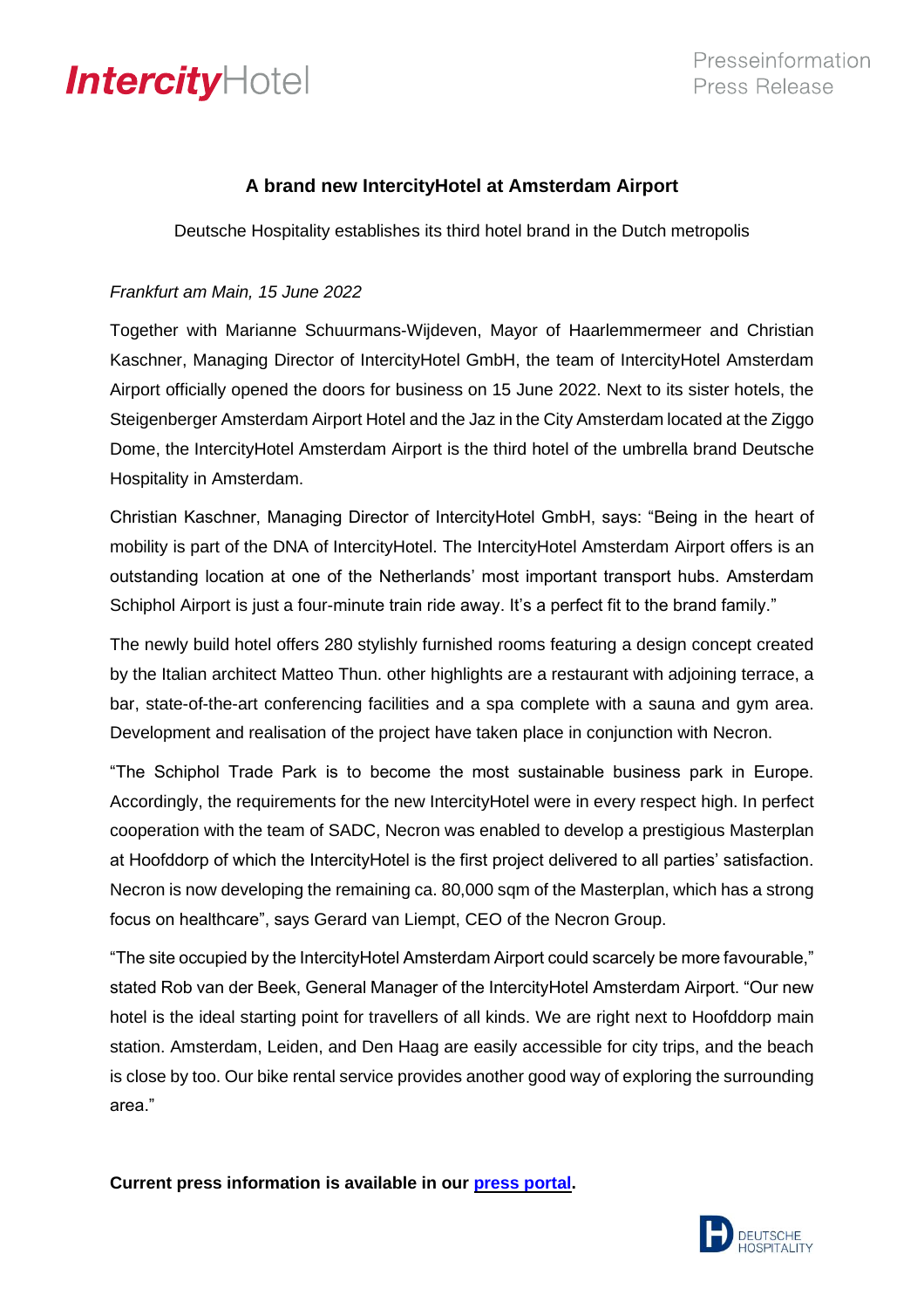# A brand new IntercityHotel at Amsterdam Airport

Deutsche Hospitality establishes its third hotel brand in the Dutch metropolis

*Frankfurt am Main, 15 June 2022*

Together with Marianne Schuurmans-Wijdeven, Mayor of Haarlemmermeer and Christian Kaschner, Managing Director of IntercityHotel GmbH, the team of IntercityHotel Amsterdam Airport officially opened the doors for business on 15 June 2022. Next to its sister hotels, the Steigenberger Amsterdam Airport Hotel and the Jaz in the City Amsterdam located at the Ziggo Dome, the IntercityHotel Amsterdam Airport is the third hotel of the umbrella brand Deutsche Hospitality in Amsterdam.

Christian Kaschner, Managing Director of IntercityHotel GmbH, says: "Being in the heart of mobility is part of the DNA of IntercityHotel. The IntercityHotel Amsterdam Airport offers is an outstanding location at one of the Netherlands' most important transport hubs. Amsterdam Schiphol Airport is just a four-minute train ride away. It's a perfect fit to the brand family."

The newly build hotel offers 280 stylishly furnished rooms featuring a design concept created by the Italian architect Matteo Thun. other highlights are a restaurant with adjoining terrace, a bar, state-of-the-art conferencing facilities and a spa complete with a sauna and gym area. Development and realisation of the project have taken place in conjunction with Necron.

"The Schiphol Trade Park is to become the most sustainable business park in Europe. Accordingly, the requirements for the new IntercityHotel were in every respect high. In perfect cooperation with the team of SADC, Necron was enabled to develop a prestigious Masterplan at Hoofddorp of which the IntercityHotel is the first project delivered to all parties' satisfaction. Necron is now developing the remaining ca. 80,000 sqm of the Masterplan, which has a strong focus on healthcare", says Gerard van Liempt, CEO of the Necron Group.

"The site occupied by the IntercityHotel Amsterdam Airport could scarcely be more favourable," stated Rob van der Beek, General Manager of the IntercityHotel Amsterdam Airport. "Our new hotel is the ideal starting point for travellers of all kinds. We are right next to Hoofddorp main station. Amsterdam, Leiden, and Den Haag are easily accessible for city trips, and the beach is close by too. Our bike rental service provides another good way of exploring the surrounding area."

**Current press information is available in our [press portal](press portal).**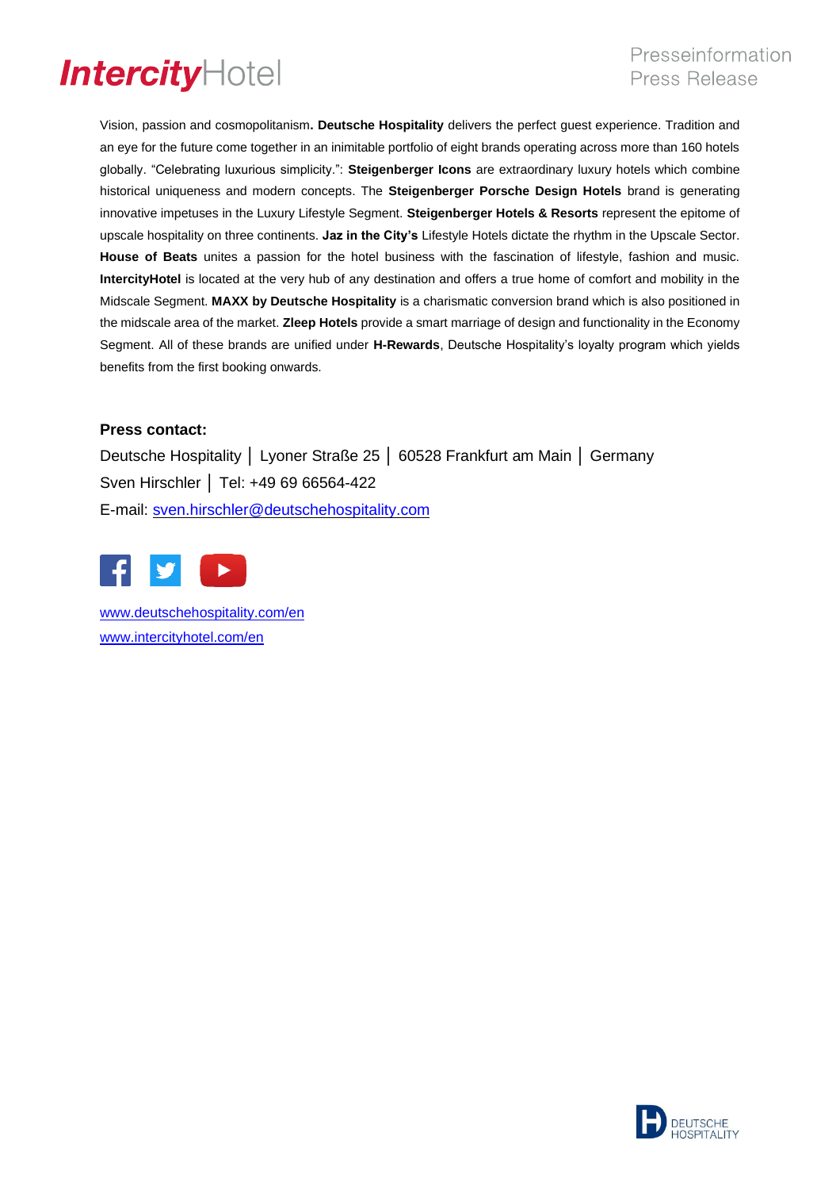Vision, passion and cosmopolitanism**. Deutsche Hospitality** delivers the perfect guest experience. Tradition and an eye for the future come together in an inimitable portfolio of eight brands operating across more than 160 hotels globally. "Celebrating luxurious simplicity.": **Steigenberger Icons** are extraordinary luxury hotels which combine historical uniqueness and modern concepts. The **Steigenberger Porsche Design Hotels** brand is generating innovative impetuses in the Luxury Lifestyle Segment. **Steigenberger Hotels & Resorts** represent the epitome of upscale hospitality on three continents. **Jaz in the City's** Lifestyle Hotels dictate the rhythm in the Upscale Sector. **House of Beats** unites a passion for the hotel business with the fascination of lifestyle, fashion and music. **IntercityHotel** is located at the very hub of any destination and offers a true home of comfort and mobility in the Midscale Segment. **MAXX by Deutsche Hospitality** is a charismatic conversion brand which is also positioned in the midscale area of the market. **Zleep Hotels** provide a smart marriage of design and functionality in the Economy Segment. All of these brands are unified under **H-Rewards**, Deutsche Hospitality's loyalty program which yields benefits from the first booking onwards.

**Press contact:**

Deutsche Hospitality │ Lyoner Straße 25 │ 60528 Frankfurt am Main │ Germany
Sven Hirschler │ Tel: +49 69 66564-422
E-mail: sven.hirschler@deutschehospitality.com

www.deutschehospitality.com/en
www.intercityhotel.com/en